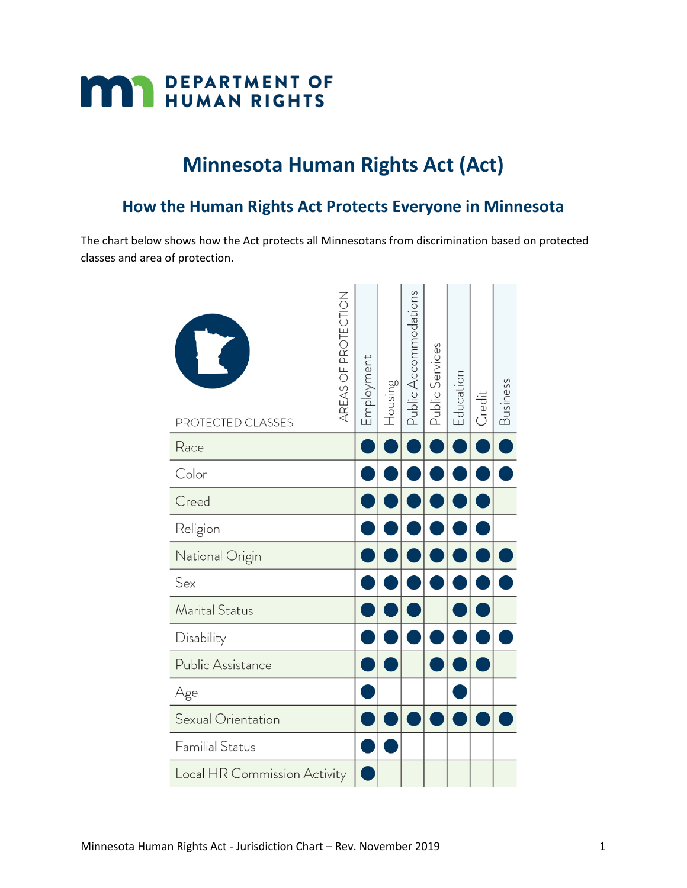DEPARTMENT OF HUMAN RIGHTS

# Minnesota Human Rights Act (Act)

## How the Human Rights Act Protects Everyone in Minnesota

The chart below shows how the Act protects all Minnesotans from discrimination based on protected classes and area of protection.

| PROTECTED CLASSES / AREAS OF PROTECTION | Employment | Housing | Public Accommodations | Public Services | Education | Credit | Business |
|---|---|---|---|---|---|---|---|
| Race | ● | ● | ● | ● | ● | ● | ● |
| Color | ● | ● | ● | ● | ● | ● | ● |
| Creed | ● | ● | ● | ● | ● | ● | |
| Religion | ● | ● | ● | ● | ● | ● | |
| National Origin | ● | ● | ● | ● | ● | ● | ● |
| Sex | ● | ● | ● | ● | ● | ● | ● |
| Marital Status | ● | ● | ● | | ● | ● | |
| Disability | ● | ● | ● | ● | ● | ● | ● |
| Public Assistance | ● | ● | | ● | ● | ● | |
| Age | ● | | | | ● | | |
| Sexual Orientation | ● | ● | ● | ● | ● | ● | ● |
| Familial Status | ● | ● | | | | | |
| Local HR Commission Activity | ● | | | | | | |

Minnesota Human Rights Act - Jurisdiction Chart – Rev. November 2019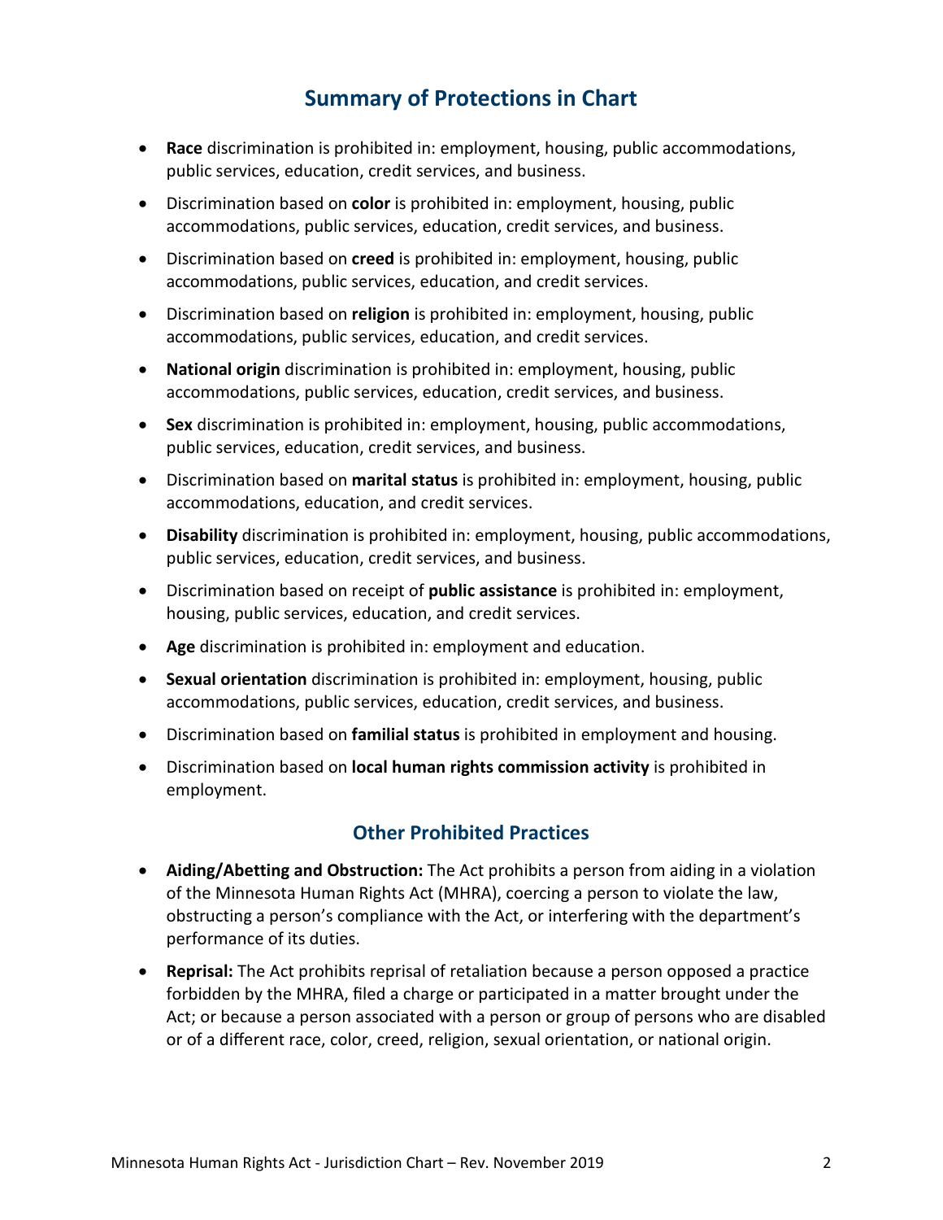## Summary of Protections in Chart

- **Race** discrimination is prohibited in: employment, housing, public accommodations, public services, education, credit services, and business.
- Discrimination based on **color** is prohibited in: employment, housing, public accommodations, public services, education, credit services, and business.
- Discrimination based on **creed** is prohibited in: employment, housing, public accommodations, public services, education, and credit services.
- Discrimination based on **religion** is prohibited in: employment, housing, public accommodations, public services, education, and credit services.
- **National origin** discrimination is prohibited in: employment, housing, public accommodations, public services, education, credit services, and business.
- **Sex** discrimination is prohibited in: employment, housing, public accommodations, public services, education, credit services, and business.
- Discrimination based on **marital status** is prohibited in: employment, housing, public accommodations, education, and credit services.
- **Disability** discrimination is prohibited in: employment, housing, public accommodations, public services, education, credit services, and business.
- Discrimination based on receipt of **public assistance** is prohibited in: employment, housing, public services, education, and credit services.
- **Age** discrimination is prohibited in: employment and education.
- **Sexual orientation** discrimination is prohibited in: employment, housing, public accommodations, public services, education, credit services, and business.
- Discrimination based on **familial status** is prohibited in employment and housing.
- Discrimination based on **local human rights commission activity** is prohibited in employment.

### Other Prohibited Practices

- **Aiding/Abetting and Obstruction:** The Act prohibits a person from aiding in a violation of the Minnesota Human Rights Act (MHRA), coercing a person to violate the law, obstructing a person's compliance with the Act, or interfering with the department's performance of its duties.
- **Reprisal:** The Act prohibits reprisal of retaliation because a person opposed a practice forbidden by the MHRA, filed a charge or participated in a matter brought under the Act; or because a person associated with a person or group of persons who are disabled or of a different race, color, creed, religion, sexual orientation, or national origin.